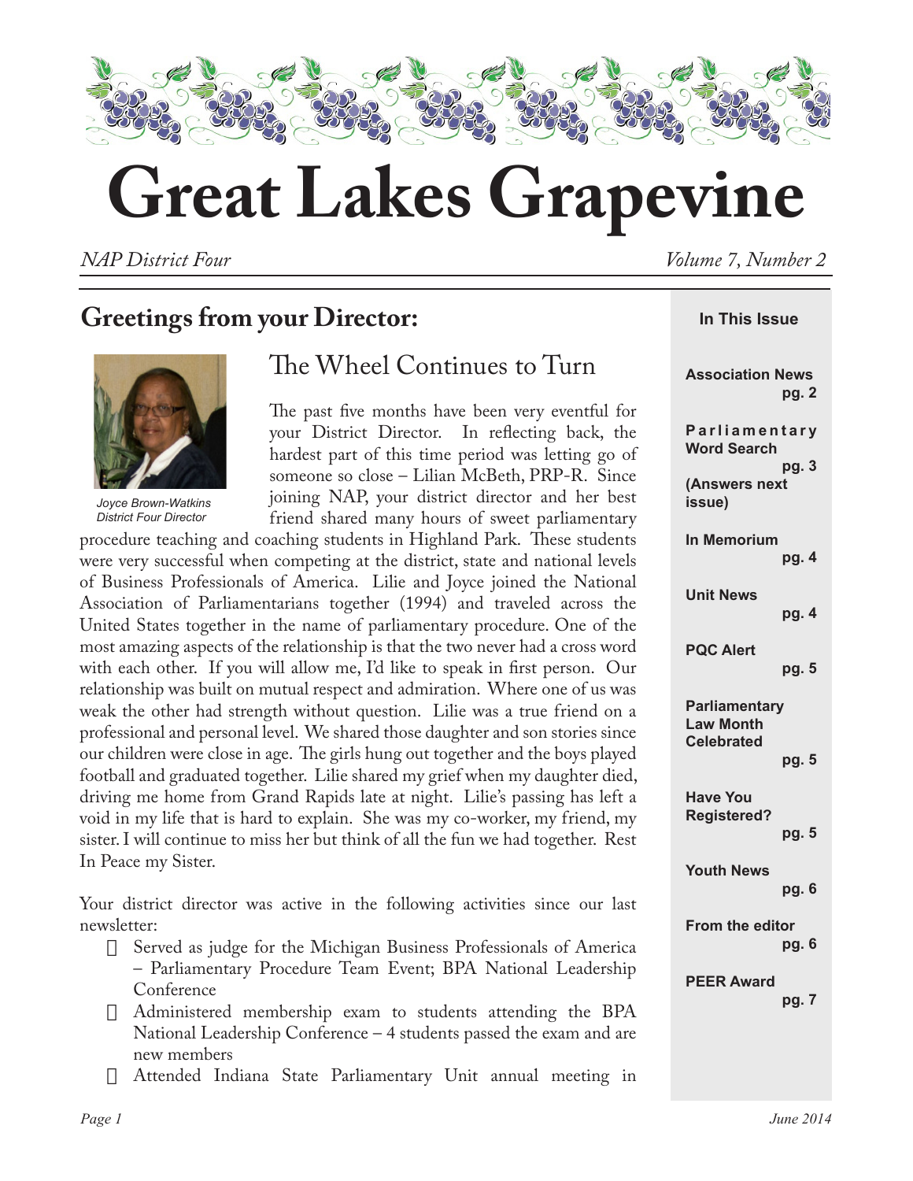# Great Lakes Grapevine

*NAP District Four* *Volume 7, Number 2*

## Greetings from your Director:

Joyce Brown-Watkins
District Four Director

### The Wheel Continues to Turn

The past five months have been very eventful for your District Director. In reflecting back, the hardest part of this time period was letting go of someone so close – Lilian McBeth, PRP-R. Since joining NAP, your district director and her best friend shared many hours of sweet parliamentary procedure teaching and coaching students in Highland Park. These students were very successful when competing at the district, state and national levels of Business Professionals of America. Lilie and Joyce joined the National Association of Parliamentarians together (1994) and traveled across the United States together in the name of parliamentary procedure. One of the most amazing aspects of the relationship is that the two never had a cross word with each other. If you will allow me, I'd like to speak in first person. Our relationship was built on mutual respect and admiration. Where one of us was weak the other had strength without question. Lilie was a true friend on a professional and personal level. We shared those daughter and son stories since our children were close in age. The girls hung out together and the boys played football and graduated together. Lilie shared my grief when my daughter died, driving me home from Grand Rapids late at night. Lilie's passing has left a void in my life that is hard to explain. She was my co-worker, my friend, my sister. I will continue to miss her but think of all the fun we had together. Rest In Peace my Sister.

Your district director was active in the following activities since our last newsletter:

- Served as judge for the Michigan Business Professionals of America – Parliamentary Procedure Team Event; BPA National Leadership Conference
- Administered membership exam to students attending the BPA National Leadership Conference – 4 students passed the exam and are new members
- Attended Indiana State Parliamentary Unit annual meeting in

**In This Issue**

- **Association News** pg. 2
- **Parliamentary Word Search** pg. 3 **(Answers next issue)**
- **In Memorium** pg. 4
- **Unit News** pg. 4
- **PQC Alert** pg. 5
- **Parliamentary Law Month Celebrated** pg. 5
- **Have You Registered?** pg. 5
- **Youth News** pg. 6
- **From the editor** pg. 6
- **PEER Award** pg. 7

June 2014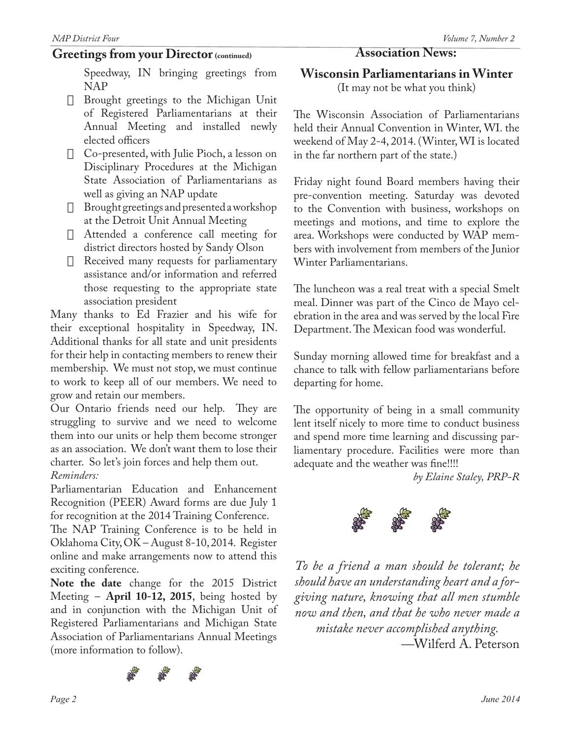## Greetings from your Director (continued)

Speedway, IN bringing greetings from NAP

- Brought greetings to the Michigan Unit of Registered Parliamentarians at their Annual Meeting and installed newly elected officers
- Co-presented, with Julie Pioch, a lesson on Disciplinary Procedures at the Michigan State Association of Parliamentarians as well as giving an NAP update
- Brought greetings and presented a workshop at the Detroit Unit Annual Meeting
- Attended a conference call meeting for district directors hosted by Sandy Olson
- Received many requests for parliamentary assistance and/or information and referred those requesting to the appropriate state association president

Many thanks to Ed Frazier and his wife for their exceptional hospitality in Speedway, IN. Additional thanks for all state and unit presidents for their help in contacting members to renew their membership. We must not stop, we must continue to work to keep all of our members. We need to grow and retain our members.

Our Ontario friends need our help. They are struggling to survive and we need to welcome them into our units or help them become stronger as an association. We don't want them to lose their charter. So let's join forces and help them out.

*Reminders:*

Parliamentarian Education and Enhancement Recognition (PEER) Award forms are due July 1 for recognition at the 2014 Training Conference.

The NAP Training Conference is to be held in Oklahoma City, OK – August 8-10, 2014. Register online and make arrangements now to attend this exciting conference.

**Note the date** change for the 2015 District Meeting – **April 10-12, 2015**, being hosted by and in conjunction with the Michigan Unit of Registered Parliamentarians and Michigan State Association of Parliamentarians Annual Meetings (more information to follow).

## Association News:

### Wisconsin Parliamentarians in Winter

(It may not be what you think)

The Wisconsin Association of Parliamentarians held their Annual Convention in Winter, WI. the weekend of May 2-4, 2014. (Winter, WI is located in the far northern part of the state.)

Friday night found Board members having their pre-convention meeting. Saturday was devoted to the Convention with business, workshops on meetings and motions, and time to explore the area. Workshops were conducted by WAP members with involvement from members of the Junior Winter Parliamentarians.

The luncheon was a real treat with a special Smelt meal. Dinner was part of the Cinco de Mayo celebration in the area and was served by the local Fire Department. The Mexican food was wonderful.

Sunday morning allowed time for breakfast and a chance to talk with fellow parliamentarians before departing for home.

The opportunity of being in a small community lent itself nicely to more time to conduct business and spend more time learning and discussing parliamentary procedure. Facilities were more than adequate and the weather was fine!!!!

*by Elaine Staley, PRP-R*

*To be a friend a man should be tolerant; he should have an understanding heart and a forgiving nature, knowing that all men stumble now and then, and that he who never made a mistake never accomplished anything.*

—Wilferd A. Peterson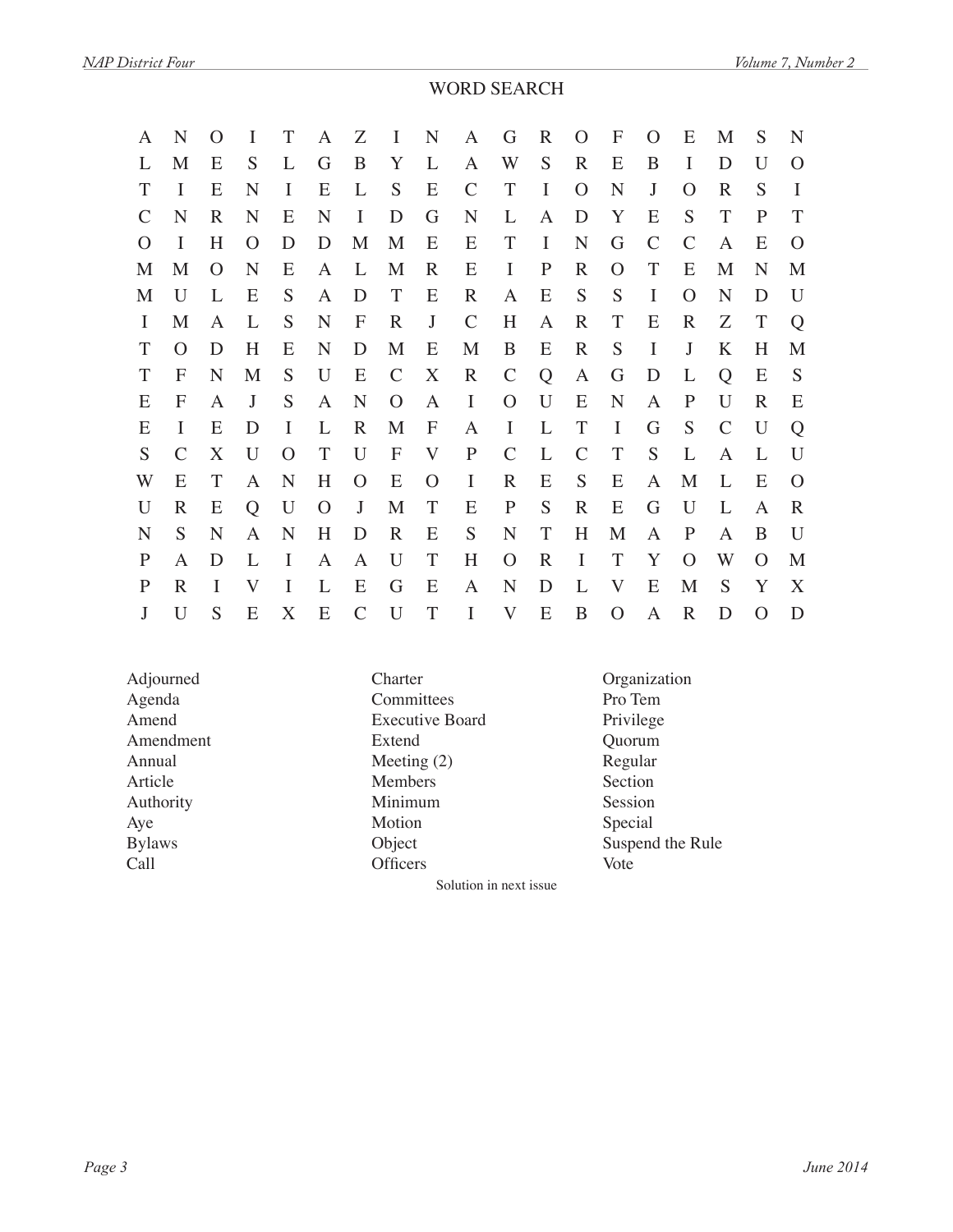## WORD SEARCH

```
A N O I T A Z I N A G R O F O E M S N
L M E S L G B Y L A W S R E B I D U O
T I E N I E L S E C T I O N J O R S I
C N R N E N I D G N L A D Y E S T P T
O I H O D D M M E E T I N G C C A E O
M M O N E A L M R E I P R O T E M N M
M U L E S A D T E R A E S S I O N D U
I M A L S N F R J C H A R T E R Z T Q
T O D H E N D M E M B E R S I J K H M
T F N M S U E C X R C Q A G D L Q E S
E F A J S A N O A I O U E N A P U R E
E I E D I L R M F A I L T I G S C U Q
S C X U O T U F V P C L C T S L A L U
W E T A N H O E O I R E S E A M L E O
U R E Q U O J M T E P S R E G U L A R
N S N A N H D R E S N T H M A P A B U
P A D L I A A U T H O R I T Y O W O M
P R I V I L E G E A N D L V E M S Y X
J U S E X E C U T I V E B O A R D O D
```

| | | |
|---|---|---|
| Adjourned | Charter | Organization |
| Agenda | Committees | Pro Tem |
| Amend | Executive Board | Privilege |
| Amendment | Extend | Quorum |
| Annual | Meeting (2) | Regular |
| Article | Members | Section |
| Authority | Minimum | Session |
| Aye | Motion | Special |
| Bylaws | Object | Suspend the Rule |
| Call | Officers | Vote |

Solution in next issue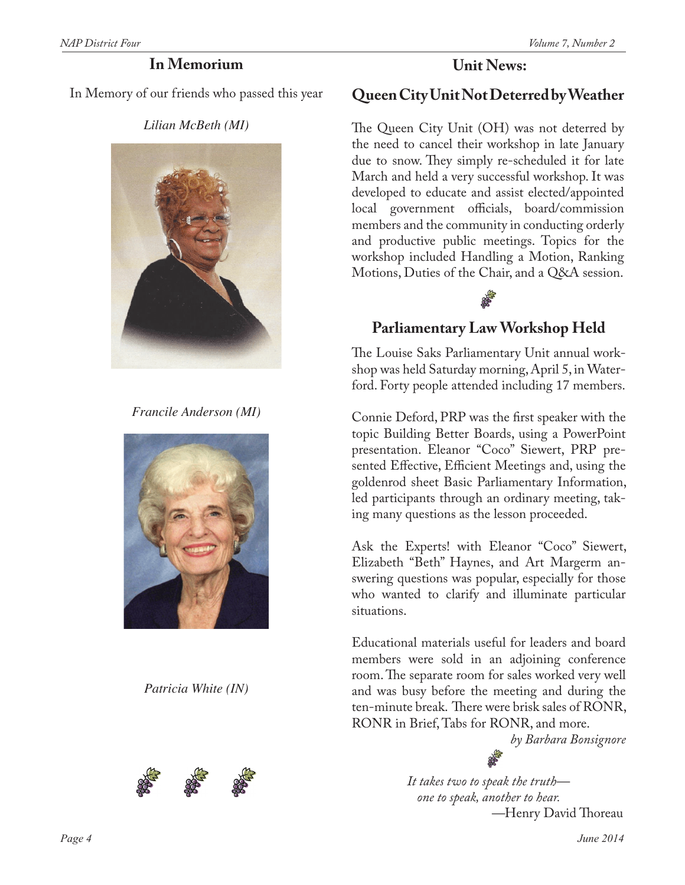## In Memorium

In Memory of our friends who passed this year

*Lilian McBeth (MI)*

*Francile Anderson (MI)*

*Patricia White (IN)*

## Unit News:

### Queen City Unit Not Deterred by Weather

The Queen City Unit (OH) was not deterred by the need to cancel their workshop in late January due to snow. They simply re-scheduled it for late March and held a very successful workshop. It was developed to educate and assist elected/appointed local government officials, board/commission members and the community in conducting orderly and productive public meetings. Topics for the workshop included Handling a Motion, Ranking Motions, Duties of the Chair, and a Q&A session.

### Parliamentary Law Workshop Held

The Louise Saks Parliamentary Unit annual workshop was held Saturday morning, April 5, in Waterford. Forty people attended including 17 members.

Connie Deford, PRP was the first speaker with the topic Building Better Boards, using a PowerPoint presentation. Eleanor "Coco" Siewert, PRP presented Effective, Efficient Meetings and, using the goldenrod sheet Basic Parliamentary Information, led participants through an ordinary meeting, taking many questions as the lesson proceeded.

Ask the Experts! with Eleanor "Coco" Siewert, Elizabeth "Beth" Haynes, and Art Margerm answering questions was popular, especially for those who wanted to clarify and illuminate particular situations.

Educational materials useful for leaders and board members were sold in an adjoining conference room. The separate room for sales worked very well and was busy before the meeting and during the ten-minute break. There were brisk sales of RONR, RONR in Brief, Tabs for RONR, and more.

*by Barbara Bonsignore*

*It takes two to speak the truth—*
*one to speak, another to hear.*
—Henry David Thoreau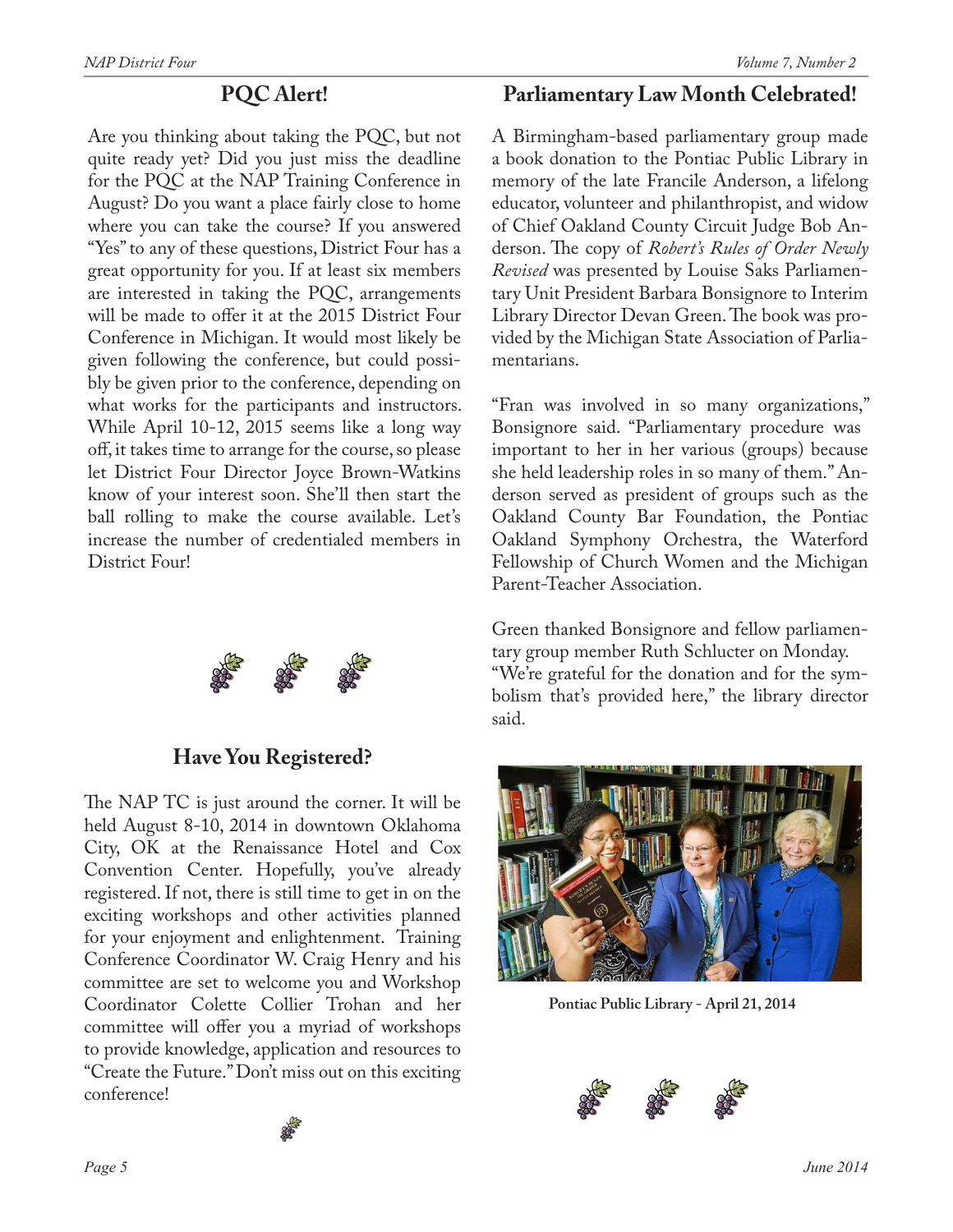## PQC Alert!

Are you thinking about taking the PQC, but not quite ready yet? Did you just miss the deadline for the PQC at the NAP Training Conference in August? Do you want a place fairly close to home where you can take the course? If you answered "Yes" to any of these questions, District Four has a great opportunity for you. If at least six members are interested in taking the PQC, arrangements will be made to offer it at the 2015 District Four Conference in Michigan. It would most likely be given following the conference, but could possibly be given prior to the conference, depending on what works for the participants and instructors. While April 10-12, 2015 seems like a long way off, it takes time to arrange for the course, so please let District Four Director Joyce Brown-Watkins know of your interest soon. She'll then start the ball rolling to make the course available. Let's increase the number of credentialed members in District Four!

## Have You Registered?

The NAP TC is just around the corner. It will be held August 8-10, 2014 in downtown Oklahoma City, OK at the Renaissance Hotel and Cox Convention Center. Hopefully, you've already registered. If not, there is still time to get in on the exciting workshops and other activities planned for your enjoyment and enlightenment. Training Conference Coordinator W. Craig Henry and his committee are set to welcome you and Workshop Coordinator Colette Collier Trohan and her committee will offer you a myriad of workshops to provide knowledge, application and resources to "Create the Future." Don't miss out on this exciting conference!

## Parliamentary Law Month Celebrated!

A Birmingham-based parliamentary group made a book donation to the Pontiac Public Library in memory of the late Francile Anderson, a lifelong educator, volunteer and philanthropist, and widow of Chief Oakland County Circuit Judge Bob Anderson. The copy of *Robert's Rules of Order Newly Revised* was presented by Louise Saks Parliamentary Unit President Barbara Bonsignore to Interim Library Director Devan Green. The book was provided by the Michigan State Association of Parliamentarians.

"Fran was involved in so many organizations," Bonsignore said. "Parliamentary procedure was important to her in her various (groups) because she held leadership roles in so many of them." Anderson served as president of groups such as the Oakland County Bar Foundation, the Pontiac Oakland Symphony Orchestra, the Waterford Fellowship of Church Women and the Michigan Parent-Teacher Association.

Green thanked Bonsignore and fellow parliamentary group member Ruth Schlucter on Monday. "We're grateful for the donation and for the symbolism that's provided here," the library director said.

**Pontiac Public Library - April 21, 2014**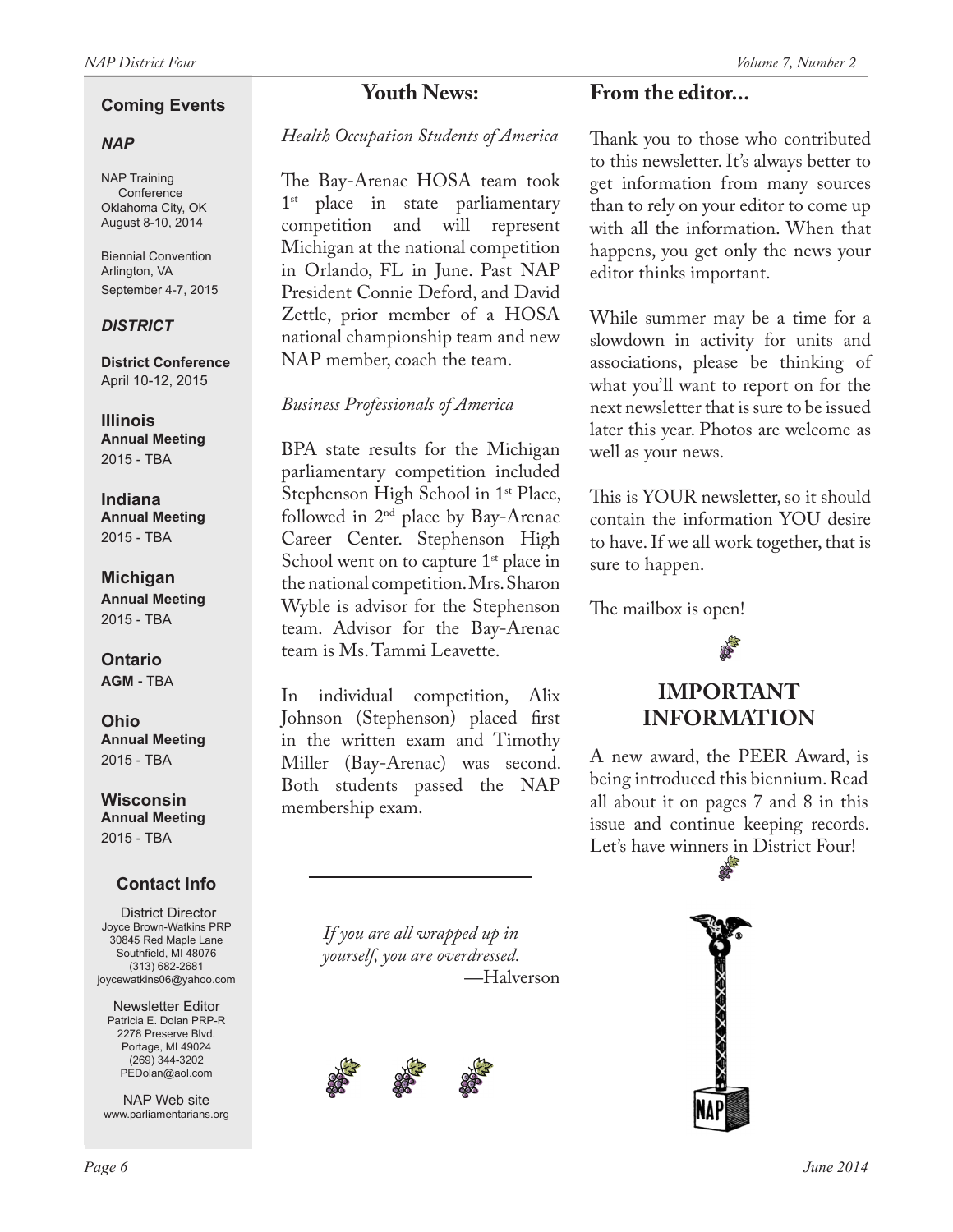## Coming Events

### *NAP*

NAP Training Conference
Oklahoma City, OK
August 8-10, 2014

Biennial Convention
Arlington, VA
September 4-7, 2015

### *DISTRICT*

**District Conference**
April 10-12, 2015

**Illinois**
**Annual Meeting**
2015 - TBA

**Indiana**
**Annual Meeting**
2015 - TBA

**Michigan**
**Annual Meeting**
2015 - TBA

**Ontario**
**AGM -** TBA

**Ohio**
**Annual Meeting**
2015 - TBA

**Wisconsin**
**Annual Meeting**
2015 - TBA

## Contact Info

District Director
Joyce Brown-Watkins PRP
30845 Red Maple Lane
Southfield, MI 48076
(313) 682-2681
joycewatkins06@yahoo.com

Newsletter Editor
Patricia E. Dolan PRP-R
2278 Preserve Blvd.
Portage, MI 49024
(269) 344-3202
PEDolan@aol.com

NAP Web site
www.parliamentarians.org

## Youth News:

*Health Occupation Students of America*

The Bay-Arenac HOSA team took 1st place in state parliamentary competition and will represent Michigan at the national competition in Orlando, FL in June. Past NAP President Connie Deford, and David Zettle, prior member of a HOSA national championship team and new NAP member, coach the team.

*Business Professionals of America*

BPA state results for the Michigan parliamentary competition included Stephenson High School in 1st Place, followed in 2nd place by Bay-Arenac Career Center. Stephenson High School went on to capture 1st place in the national competition. Mrs. Sharon Wyble is advisor for the Stephenson team. Advisor for the Bay-Arenac team is Ms. Tammi Leavette.

In individual competition, Alix Johnson (Stephenson) placed first in the written exam and Timothy Miller (Bay-Arenac) was second. Both students passed the NAP membership exam.

---

*If you are all wrapped up in yourself, you are overdressed.*
—Halverson

## From the editor...

Thank you to those who contributed to this newsletter. It's always better to get information from many sources than to rely on your editor to come up with all the information. When that happens, you get only the news your editor thinks important.

While summer may be a time for a slowdown in activity for units and associations, please be thinking of what you'll want to report on for the next newsletter that is sure to be issued later this year. Photos are welcome as well as your news.

This is YOUR newsletter, so it should contain the information YOU desire to have. If we all work together, that is sure to happen.

The mailbox is open!

## IMPORTANT INFORMATION

A new award, the PEER Award, is being introduced this biennium. Read all about it on pages 7 and 8 in this issue and continue keeping records. Let's have winners in District Four!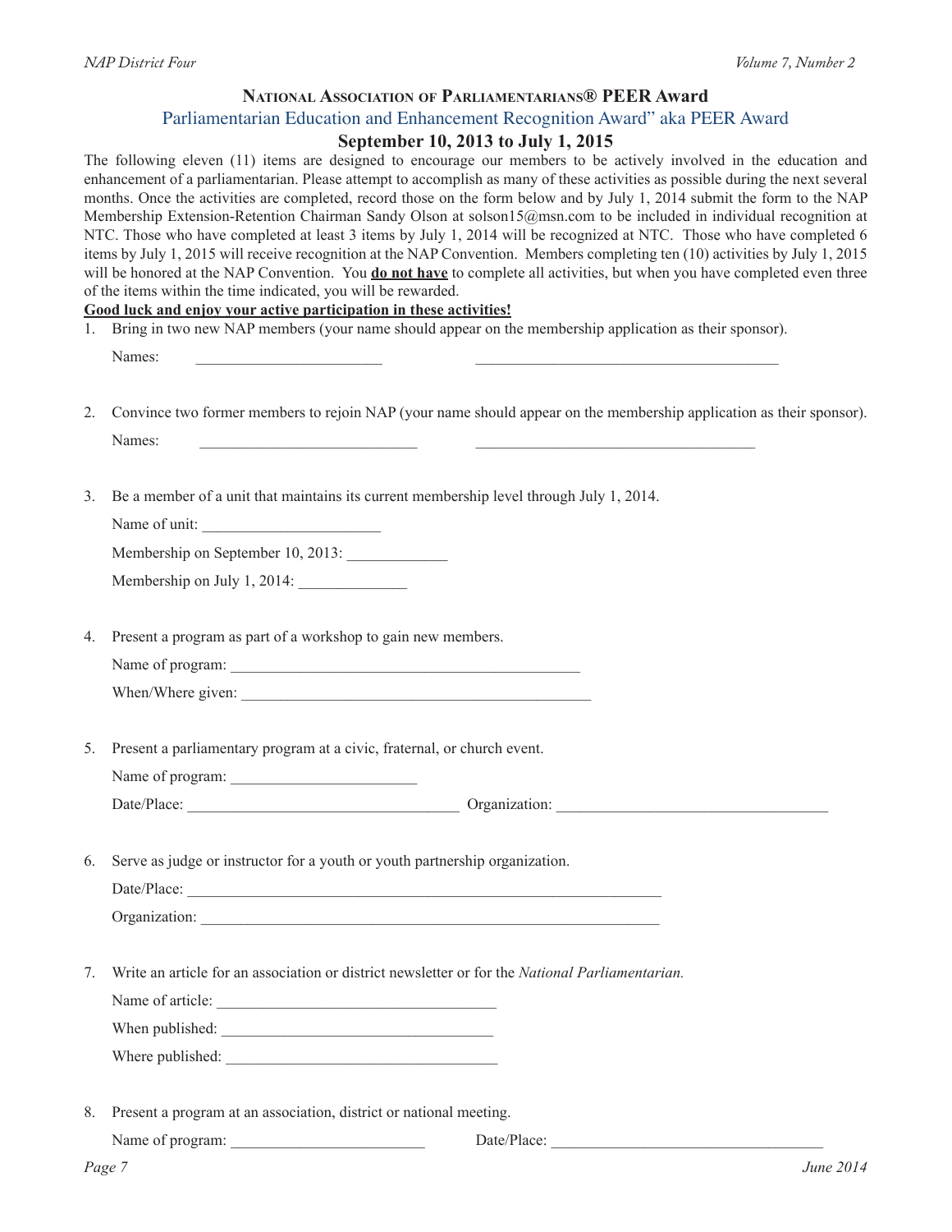## National Association of Parliamentarians® PEER Award

### Parliamentarian Education and Enhancement Recognition Award" aka PEER Award

### September 10, 2013 to July 1, 2015

The following eleven (11) items are designed to encourage our members to be actively involved in the education and enhancement of a parliamentarian. Please attempt to accomplish as many of these activities as possible during the next several months. Once the activities are completed, record those on the form below and by July 1, 2014 submit the form to the NAP Membership Extension-Retention Chairman Sandy Olson at solson15@msn.com to be included in individual recognition at NTC. Those who have completed at least 3 items by July 1, 2014 will be recognized at NTC. Those who have completed 6 items by July 1, 2015 will receive recognition at the NAP Convention. Members completing ten (10) activities by July 1, 2015 will be honored at the NAP Convention. You **do not have** to complete all activities, but when you have completed even three of the items within the time indicated, you will be rewarded.

**Good luck and enjoy your active participation in these activities!**

1. Bring in two new NAP members (your name should appear on the membership application as their sponsor).

   Names: ________________________ ________________________________________

2. Convince two former members to rejoin NAP (your name should appear on the membership application as their sponsor).

   Names: ____________________________ ____________________________________

3. Be a member of a unit that maintains its current membership level through July 1, 2014.

   Name of unit: _______________________

   Membership on September 10, 2013: _____________

   Membership on July 1, 2014: ______________

4. Present a program as part of a workshop to gain new members.

   Name of program: ______________________________________________

   When/Where given: ______________________________________________

5. Present a parliamentary program at a civic, fraternal, or church event.

   Name of program: ________________________

   Date/Place: ___________________________________ Organization: ___________________________________

6. Serve as judge or instructor for a youth or youth partnership organization.

   Date/Place: _______________________________________________________________

   Organization: ____________________________________________________________

7. Write an article for an association or district newsletter or for the *National Parliamentarian.*

   Name of article: ____________________________________

   When published: ___________________________________

   Where published: ___________________________________

8. Present a program at an association, district or national meeting.

   Name of program: _________________________ Date/Place: ___________________________________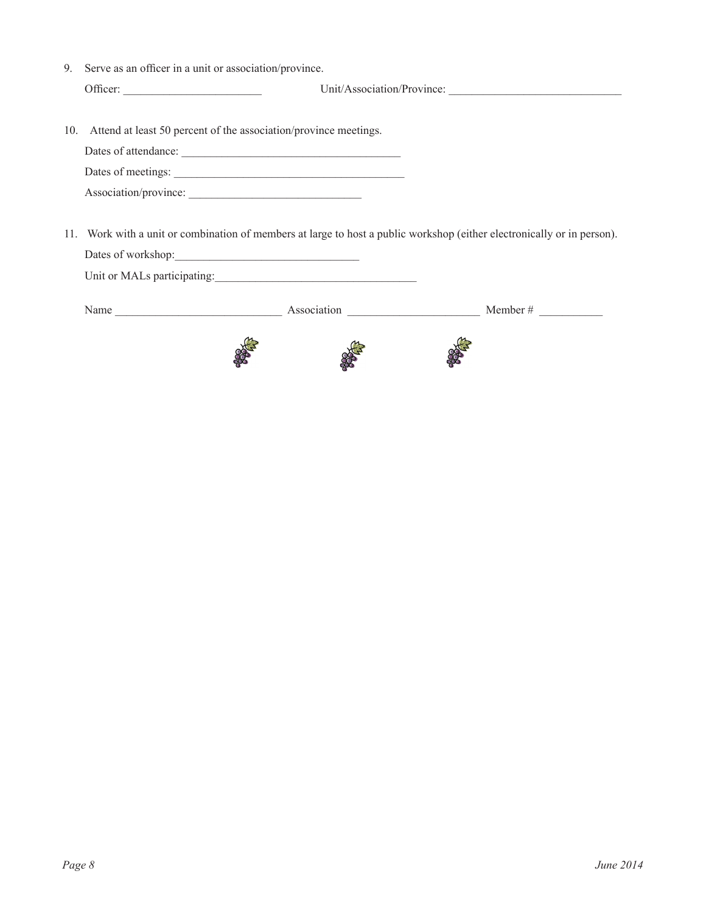9. Serve as an officer in a unit or association/province.

   Officer: ________________________ Unit/Association/Province: ______________________________

10. Attend at least 50 percent of the association/province meetings.

    Dates of attendance: ______________________________________

    Dates of meetings: ________________________________________

    Association/province: ______________________________

11. Work with a unit or combination of members at large to host a public workshop (either electronically or in person).

    Dates of workshop:________________________________

    Unit or MALs participating:___________________________________

Name _____________________________ Association _______________________ Member # ___________